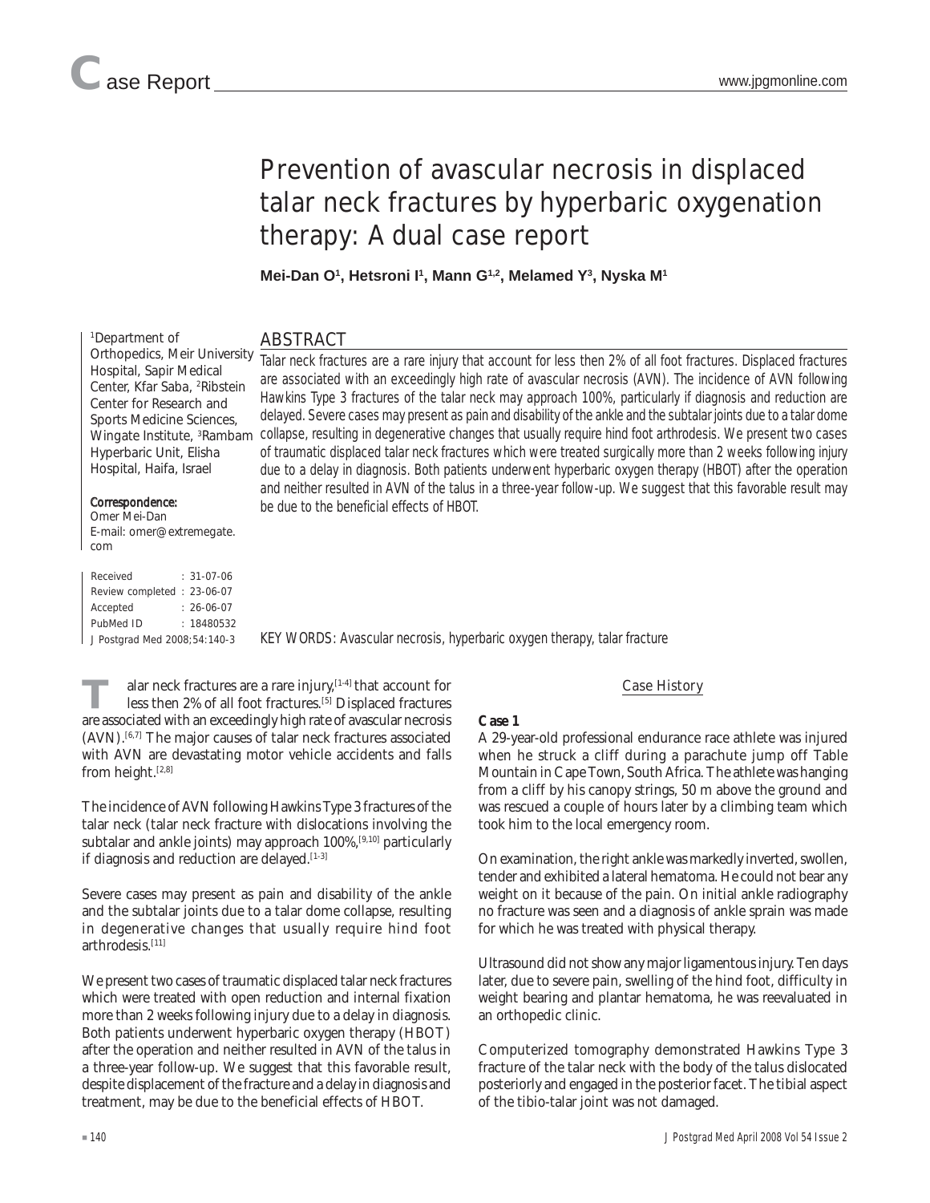# Prevention of avascular necrosis in displaced talar neck fractures by hyperbaric oxygenation therapy: A dual case report

**Mei-Dan O[1], Hetsroni I[1], Mann G[1,2], Melamed Y[3], Nyska M[1]**

[1]Department of Orthopedics, Meir University Hospital, Sapir Medical Center, Kfar Saba, [2]Ribstein Center for Research and Sports Medicine Sciences, Wingate Institute, [3]Rambam Hyperbaric Unit, Elisha Hospital, Haifa, Israel

**Correspondence:**
Omer Mei-Dan
E-mail: omer@extremegate.com

Received : 31-07-06
Review completed : 23-06-07
Accepted : 26-06-07
PubMed ID : 18480532
J Postgrad Med 2008;54:140-3

## ABSTRACT

*Talar neck fractures are a rare injury that account for less then 2% of all foot fractures. Displaced fractures are associated with an exceedingly high rate of avascular necrosis (AVN). The incidence of AVN following Hawkins Type 3 fractures of the talar neck may approach 100%, particularly if diagnosis and reduction are delayed. Severe cases may present as pain and disability of the ankle and the subtalar joints due to a talar dome collapse, resulting in degenerative changes that usually require hind foot arthrodesis. We present two cases of traumatic displaced talar neck fractures which were treated surgically more than 2 weeks following injury due to a delay in diagnosis. Both patients underwent hyperbaric oxygen therapy (HBOT) after the operation and neither resulted in AVN of the talus in a three-year follow-up. We suggest that this favorable result may be due to the beneficial effects of HBOT.*

KEY WORDS: *Avascular necrosis, hyperbaric oxygen therapy, talar fracture*

Talar neck fractures are a rare injury,[1-4] that account for less then 2% of all foot fractures.[5] Displaced fractures are associated with an exceedingly high rate of avascular necrosis (AVN).[6,7] The major causes of talar neck fractures associated with AVN are devastating motor vehicle accidents and falls from height.[2,8]

The incidence of AVN following Hawkins Type 3 fractures of the talar neck (talar neck fracture with dislocations involving the subtalar and ankle joints) may approach 100%,[9,10] particularly if diagnosis and reduction are delayed.[1-3]

Severe cases may present as pain and disability of the ankle and the subtalar joints due to a talar dome collapse, resulting in degenerative changes that usually require hind foot arthrodesis.[11]

We present two cases of traumatic displaced talar neck fractures which were treated with open reduction and internal fixation more than 2 weeks following injury due to a delay in diagnosis. Both patients underwent hyperbaric oxygen therapy (HBOT) after the operation and neither resulted in AVN of the talus in a three-year follow-up. We suggest that this favorable result, despite displacement of the fracture and a delay in diagnosis and treatment, may be due to the beneficial effects of HBOT.

## Case History

### Case 1

A 29-year-old professional endurance race athlete was injured when he struck a cliff during a parachute jump off Table Mountain in Cape Town, South Africa. The athlete was hanging from a cliff by his canopy strings, 50 m above the ground and was rescued a couple of hours later by a climbing team which took him to the local emergency room.

On examination, the right ankle was markedly inverted, swollen, tender and exhibited a lateral hematoma. He could not bear any weight on it because of the pain. On initial ankle radiography no fracture was seen and a diagnosis of ankle sprain was made for which he was treated with physical therapy.

Ultrasound did not show any major ligamentous injury. Ten days later, due to severe pain, swelling of the hind foot, difficulty in weight bearing and plantar hematoma, he was reevaluated in an orthopedic clinic.

Computerized tomography demonstrated Hawkins Type 3 fracture of the talar neck with the body of the talus dislocated posteriorly and engaged in the posterior facet. The tibial aspect of the tibio-talar joint was not damaged.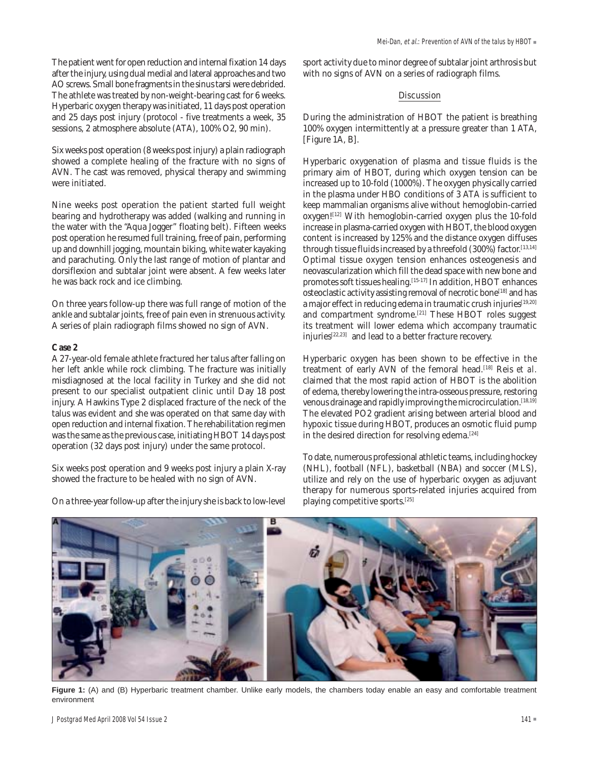The patient went for open reduction and internal fixation 14 days after the injury, using dual medial and lateral approaches and two AO screws. Small bone fragments in the sinus tarsi were debrided. The athlete was treated by non-weight-bearing cast for 6 weeks. Hyperbaric oxygen therapy was initiated, 11 days post operation and 25 days post injury (protocol - five treatments a week, 35 sessions, 2 atmosphere absolute (ATA), 100% $O_2$, 90 min).

Six weeks post operation (8 weeks post injury) a plain radiograph showed a complete healing of the fracture with no signs of AVN. The cast was removed, physical therapy and swimming were initiated.

Nine weeks post operation the patient started full weight bearing and hydrotherapy was added (walking and running in the water with the "Aqua Jogger" floating belt). Fifteen weeks post operation he resumed full training, free of pain, performing up and downhill jogging, mountain biking, white water kayaking and parachuting. Only the last range of motion of plantar and dorsiflexion and subtalar joint were absent. A few weeks later he was back rock and ice climbing.

On three years follow-up there was full range of motion of the ankle and subtalar joints, free of pain even in strenuous activity. A series of plain radiograph films showed no sign of AVN.

**Case 2**

A 27-year-old female athlete fractured her talus after falling on her left ankle while rock climbing. The fracture was initially misdiagnosed at the local facility in Turkey and she did not present to our specialist outpatient clinic until Day 18 post injury. A Hawkins Type 2 displaced fracture of the neck of the talus was evident and she was operated on that same day with open reduction and internal fixation. The rehabilitation regimen was the same as the previous case, initiating HBOT 14 days post operation (32 days post injury) under the same protocol.

Six weeks post operation and 9 weeks post injury a plain X-ray showed the fracture to be healed with no sign of AVN.

On a three-year follow-up after the injury she is back to low-level sport activity due to minor degree of subtalar joint arthrosis but with no signs of AVN on a series of radiograph films.

## Discussion

During the administration of HBOT the patient is breathing 100% oxygen intermittently at a pressure greater than 1 ATA, [Figure 1A, B].

Hyperbaric oxygenation of plasma and tissue fluids is the primary aim of HBOT, during which oxygen tension can be increased up to 10-fold (1000%). The oxygen physically carried in the plasma under HBO conditions of 3 ATA is sufficient to keep mammalian organisms alive without hemoglobin-carried oxygen![12] With hemoglobin-carried oxygen plus the 10-fold increase in plasma-carried oxygen with HBOT, the blood oxygen content is increased by 125% and the distance oxygen diffuses through tissue fluids increased by a threefold (300%) factor.[13,14] Optimal tissue oxygen tension enhances osteogenesis and neovascularization which fill the dead space with new bone and promotes soft tissues healing.[15-17] In addition, HBOT enhances osteoclastic activity assisting removal of necrotic bone[18] and has a major effect in reducing edema in traumatic crush injuries[19,20] and compartment syndrome.[21] These HBOT roles suggest its treatment will lower edema which accompany traumatic injuries[22,23] and lead to a better fracture recovery.

Hyperbaric oxygen has been shown to be effective in the treatment of early AVN of the femoral head.[18] Reis *et al.* claimed that the most rapid action of HBOT is the abolition of edema, thereby lowering the intra-osseous pressure, restoring venous drainage and rapidly improving the microcirculation.[18,19] The elevated $PO_2$ gradient arising between arterial blood and hypoxic tissue during HBOT, produces an osmotic fluid pump in the desired direction for resolving edema.[24]

To date, numerous professional athletic teams, including hockey (NHL), football (NFL), basketball (NBA) and soccer (MLS), utilize and rely on the use of hyperbaric oxygen as adjuvant therapy for numerous sports-related injuries acquired from playing competitive sports.[25]

**Figure 1:** (A) and (B) Hyperbaric treatment chamber. Unlike early models, the chambers today enable an easy and comfortable treatment environment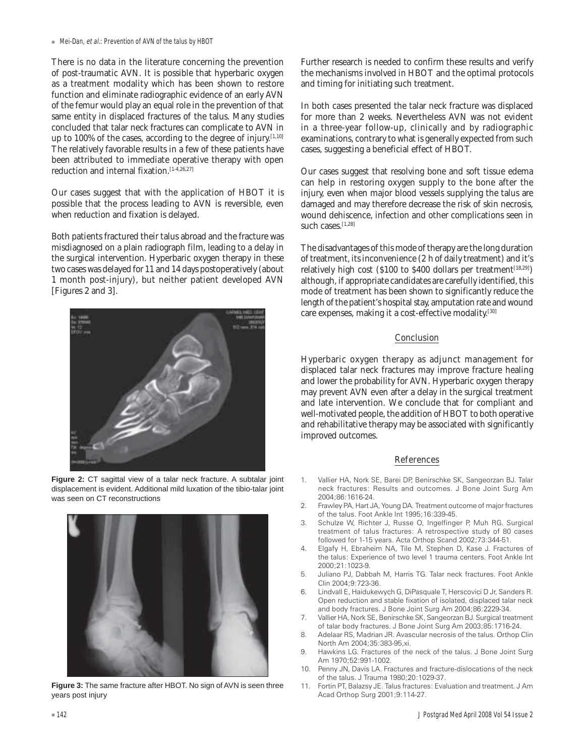There is no data in the literature concerning the prevention of post-traumatic AVN. It is possible that hyperbaric oxygen as a treatment modality which has been shown to restore function and eliminate radiographic evidence of an early AVN of the femur would play an equal role in the prevention of that same entity in displaced fractures of the talus. Many studies concluded that talar neck fractures can complicate to AVN in up to 100% of the cases, according to the degree of injury.[1,10] The relatively favorable results in a few of these patients have been attributed to immediate operative therapy with open reduction and internal fixation.[1-4,26,27]

Our cases suggest that with the application of HBOT it is possible that the process leading to AVN is reversible, even when reduction and fixation is delayed.

Both patients fractured their talus abroad and the fracture was misdiagnosed on a plain radiograph film, leading to a delay in the surgical intervention. Hyperbaric oxygen therapy in these two cases was delayed for 11 and 14 days postoperatively (about 1 month post-injury), but neither patient developed AVN [Figures 2 and 3].

**Figure 2:** CT sagittal view of a talar neck fracture. A subtalar joint displacement is evident. Additional mild luxation of the tibio-talar joint was seen on CT reconstructions

**Figure 3:** The same fracture after HBOT. No sign of AVN is seen three years post injury

Further research is needed to confirm these results and verify the mechanisms involved in HBOT and the optimal protocols and timing for initiating such treatment.

In both cases presented the talar neck fracture was displaced for more than 2 weeks. Nevertheless AVN was not evident in a three-year follow-up, clinically and by radiographic examinations, contrary to what is generally expected from such cases, suggesting a beneficial effect of HBOT.

Our cases suggest that resolving bone and soft tissue edema can help in restoring oxygen supply to the bone after the injury, even when major blood vessels supplying the talus are damaged and may therefore decrease the risk of skin necrosis, wound dehiscence, infection and other complications seen in such cases.[1,28]

The disadvantages of this mode of therapy are the long duration of treatment, its inconvenience (2 h of daily treatment) and it's relatively high cost ($100 to $400 dollars per treatment[18,29]) although, if appropriate candidates are carefully identified, this mode of treatment has been shown to significantly reduce the length of the patient's hospital stay, amputation rate and wound care expenses, making it a cost-effective modality.[30]

## Conclusion

Hyperbaric oxygen therapy as adjunct management for displaced talar neck fractures may improve fracture healing and lower the probability for AVN. Hyperbaric oxygen therapy may prevent AVN even after a delay in the surgical treatment and late intervention. We conclude that for compliant and well-motivated people, the addition of HBOT to both operative and rehabilitative therapy may be associated with significantly improved outcomes.

## References

1. Vallier HA, Nork SE, Barei DP, Benirschke SK, Sangeorzan BJ. Talar neck fractures: Results and outcomes. J Bone Joint Surg Am 2004;86:1616-24.
2. Frawley PA, Hart JA, Young DA. Treatment outcome of major fractures of the talus. Foot Ankle Int 1995;16:339-45.
3. Schulze W, Richter J, Russe O, Ingelfinger P, Muh RG. Surgical treatment of talus fractures: A retrospective study of 80 cases followed for 1-15 years. Acta Orthop Scand 2002;73:344-51.
4. Elgafy H, Ebraheim NA, Tile M, Stephen D, Kase J. Fractures of the talus: Experience of two level 1 trauma centers. Foot Ankle Int 2000;21:1023-9.
5. Juliano PJ, Dabbah M, Harris TG. Talar neck fractures. Foot Ankle Clin 2004;9:723-36.
6. Lindvall E, Haidukewych G, DiPasquale T, Herscovici D Jr, Sanders R. Open reduction and stable fixation of isolated, displaced talar neck and body fractures. J Bone Joint Surg Am 2004;86:2229-34.
7. Vallier HA, Nork SE, Benirschke SK, Sangeorzan BJ. Surgical treatment of talar body fractures. J Bone Joint Surg Am 2003;85:1716-24.
8. Adelaar RS, Madrian JR. Avascular necrosis of the talus. Orthop Clin North Am 2004;35:383-95,xi.
9. Hawkins LG. Fractures of the neck of the talus. J Bone Joint Surg Am 1970;52:991-1002.
10. Penny JN, Davis LA. Fractures and fracture-dislocations of the neck of the talus. J Trauma 1980;20:1029-37.
11. Fortin PT, Balazsy JE. Talus fractures: Evaluation and treatment. J Am Acad Orthop Surg 2001;9:114-27.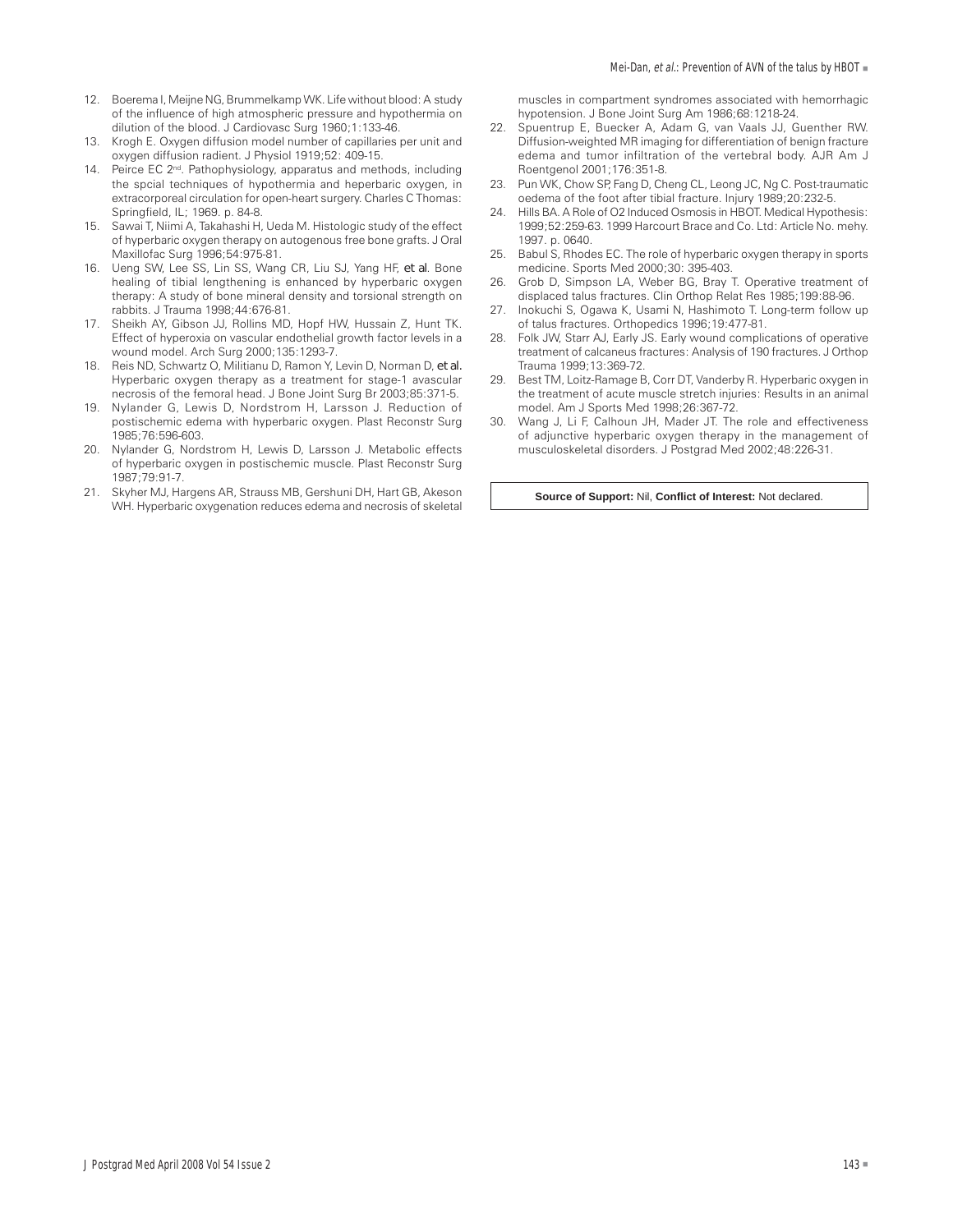12. Boerema I, Meijne NG, Brummelkamp WK. Life without blood: A study of the influence of high atmospheric pressure and hypothermia on dilution of the blood. J Cardiovasc Surg 1960;1:133-46.
13. Krogh E. Oxygen diffusion model number of capillaries per unit and oxygen diffusion radient. J Physiol 1919;52: 409-15.
14. Peirce EC 2nd. Pathophysiology, apparatus and methods, including the spcial techniques of hypothermia and heperbaric oxygen, in extracorporeal circulation for open-heart surgery. Charles C Thomas: Springfield, IL; 1969. p. 84-8.
15. Sawai T, Niimi A, Takahashi H, Ueda M. Histologic study of the effect of hyperbaric oxygen therapy on autogenous free bone grafts. J Oral Maxillofac Surg 1996;54:975-81.
16. Ueng SW, Lee SS, Lin SS, Wang CR, Liu SJ, Yang HF, *et al*. Bone healing of tibial lengthening is enhanced by hyperbaric oxygen therapy: A study of bone mineral density and torsional strength on rabbits. J Trauma 1998;44:676-81.
17. Sheikh AY, Gibson JJ, Rollins MD, Hopf HW, Hussain Z, Hunt TK. Effect of hyperoxia on vascular endothelial growth factor levels in a wound model. Arch Surg 2000;135:1293-7.
18. Reis ND, Schwartz O, Militianu D, Ramon Y, Levin D, Norman D, *et al.* Hyperbaric oxygen therapy as a treatment for stage-1 avascular necrosis of the femoral head. J Bone Joint Surg Br 2003;85:371-5.
19. Nylander G, Lewis D, Nordstrom H, Larsson J. Reduction of postischemic edema with hyperbaric oxygen. Plast Reconstr Surg 1985;76:596-603.
20. Nylander G, Nordstrom H, Lewis D, Larsson J. Metabolic effects of hyperbaric oxygen in postischemic muscle. Plast Reconstr Surg 1987;79:91-7.
21. Skyher MJ, Hargens AR, Strauss MB, Gershuni DH, Hart GB, Akeson WH. Hyperbaric oxygenation reduces edema and necrosis of skeletal muscles in compartment syndromes associated with hemorrhagic hypotension. J Bone Joint Surg Am 1986;68:1218-24.
22. Spuentrup E, Buecker A, Adam G, van Vaals JJ, Guenther RW. Diffusion-weighted MR imaging for differentiation of benign fracture edema and tumor infiltration of the vertebral body. AJR Am J Roentgenol 2001;176:351-8.
23. Pun WK, Chow SP, Fang D, Cheng CL, Leong JC, Ng C. Post-traumatic oedema of the foot after tibial fracture. Injury 1989;20:232-5.
24. Hills BA. A Role of O2 Induced Osmosis in HBOT. Medical Hypothesis: 1999;52:259-63. 1999 Harcourt Brace and Co. Ltd: Article No. mehy. 1997. p. 0640.
25. Babul S, Rhodes EC. The role of hyperbaric oxygen therapy in sports medicine. Sports Med 2000;30: 395-403.
26. Grob D, Simpson LA, Weber BG, Bray T. Operative treatment of displaced talus fractures. Clin Orthop Relat Res 1985;199:88-96.
27. Inokuchi S, Ogawa K, Usami N, Hashimoto T. Long-term follow up of talus fractures. Orthopedics 1996;19:477-81.
28. Folk JW, Starr AJ, Early JS. Early wound complications of operative treatment of calcaneus fractures: Analysis of 190 fractures. J Orthop Trauma 1999;13:369-72.
29. Best TM, Loitz-Ramage B, Corr DT, Vanderby R. Hyperbaric oxygen in the treatment of acute muscle stretch injuries: Results in an animal model. Am J Sports Med 1998;26:367-72.
30. Wang J, Li F, Calhoun JH, Mader JT. The role and effectiveness of adjunctive hyperbaric oxygen therapy in the management of musculoskeletal disorders. J Postgrad Med 2002;48:226-31.

**Source of Support:** Nil, **Conflict of Interest:** Not declared.